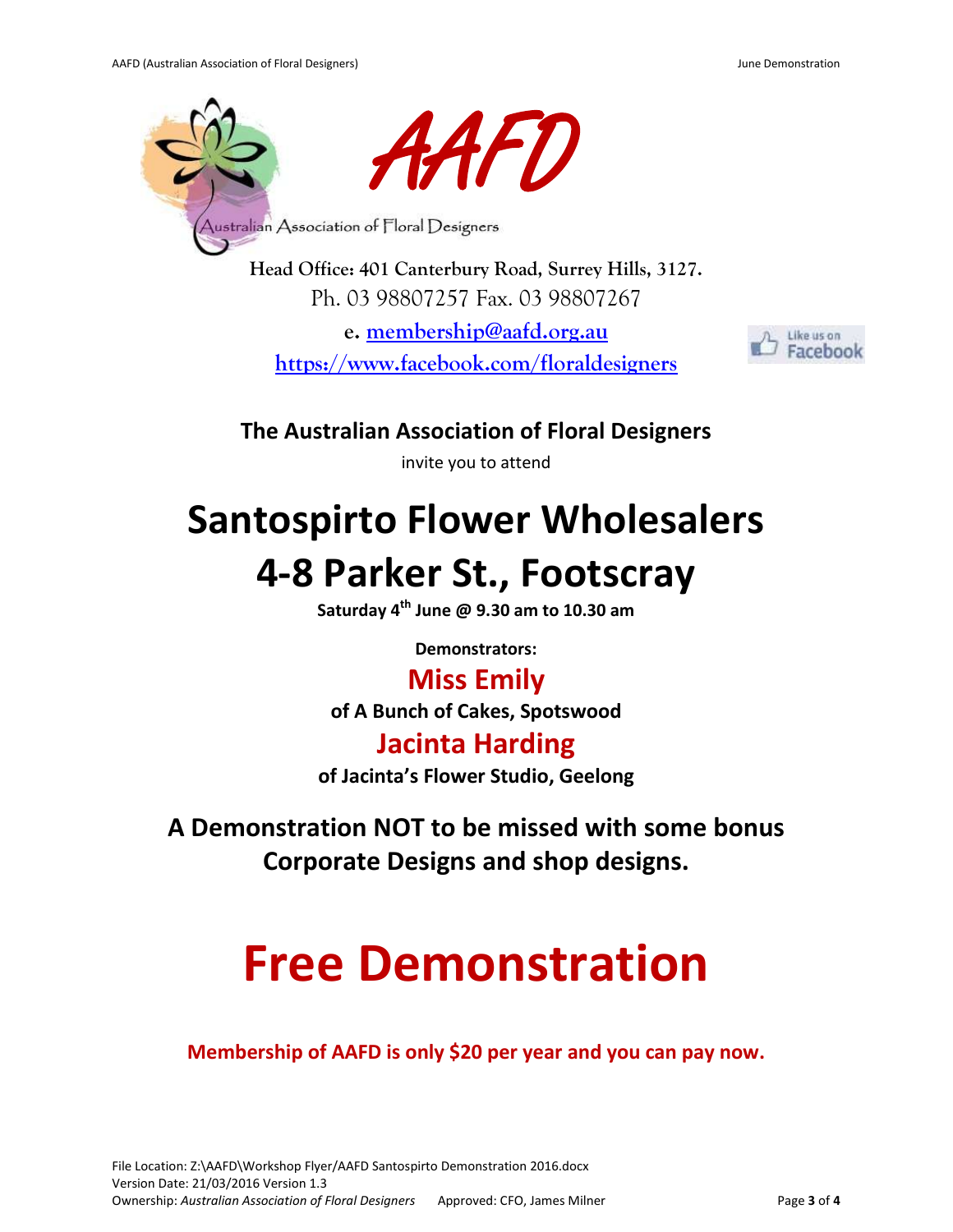# AAFD

Australian Association of Floral Designers

**Head Office: 401 Canterbury Road, Surrey Hills, 3127.**

Ph. 03 98807257 Fax. 03 98807267

**e. membership@aafd.org.au**

**https://www.facebook.com/floraldesigners**

Like us on Facebook

**The Australian Association of Floral Designers**

invite you to attend

# Santospirto Flower Wholesalers

# 4-8 Parker St., Footscray

**Saturday 4th June @ 9.30 am to 10.30 am**

**Demonstrators:**

## Miss Emily

**of A Bunch of Cakes, Spotswood**

## Jacinta Harding

**of Jacinta's Flower Studio, Geelong**

**A Demonstration NOT to be missed with some bonus Corporate Designs and shop designs.**

# Free Demonstration

**Membership of AAFD is only $20 per year and you can pay now.**

File Location: Z:\AAFD\Workshop Flyer/AAFD Santospirto Demonstration 2016.docx
Version Date: 21/03/2016 Version 1.3
Ownership: *Australian Association of Floral Designers* Approved: CFO, James Milner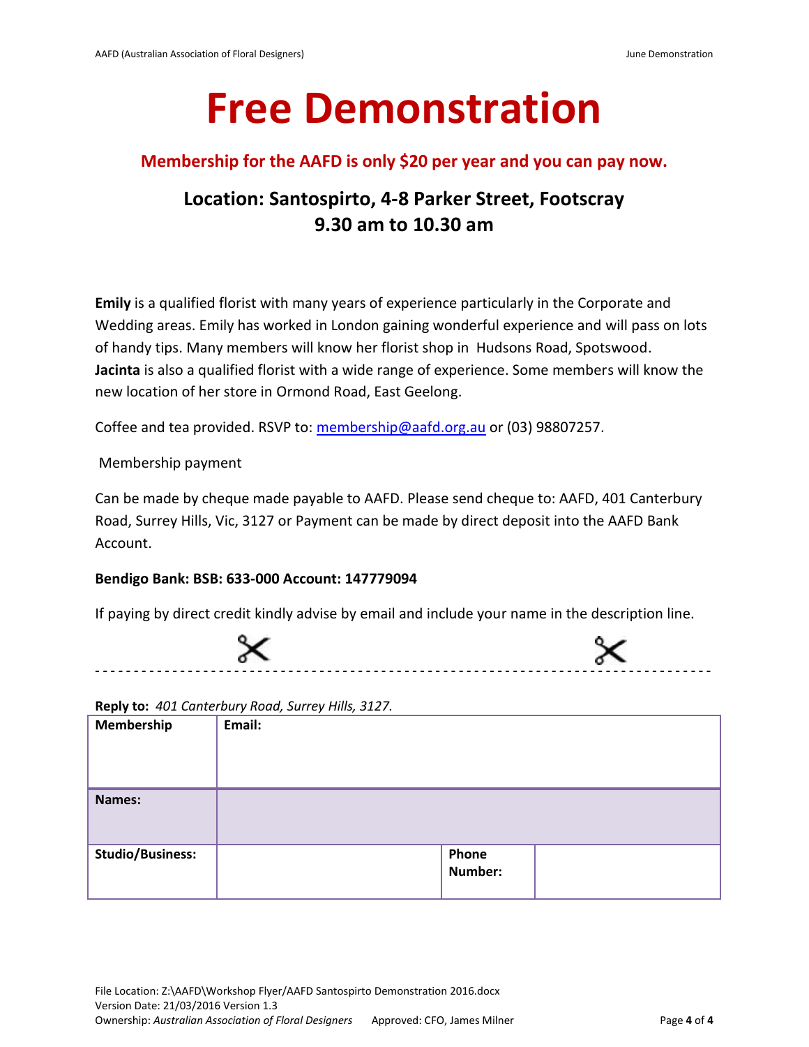# Free Demonstration

**Membership for the AAFD is only $20 per year and you can pay now.**

## Location: Santospirto, 4-8 Parker Street, Footscray
## 9.30 am to 10.30 am

**Emily** is a qualified florist with many years of experience particularly in the Corporate and Wedding areas. Emily has worked in London gaining wonderful experience and will pass on lots of handy tips. Many members will know her florist shop in Hudsons Road, Spotswood. **Jacinta** is also a qualified florist with a wide range of experience. Some members will know the new location of her store in Ormond Road, East Geelong.

Coffee and tea provided. RSVP to: membership@aafd.org.au or (03) 98807257.

Membership payment

Can be made by cheque made payable to AAFD. Please send cheque to: AAFD, 401 Canterbury Road, Surrey Hills, Vic, 3127 or Payment can be made by direct deposit into the AAFD Bank Account.

**Bendigo Bank: BSB: 633-000 Account: 147779094**

If paying by direct credit kindly advise by email and include your name in the description line.

---

**Reply to:** *401 Canterbury Road, Surrey Hills, 3127.*

| | | | |
|---|---|---|---|
| **Membership** | **Email:** | | |
| **Names:** | | | |
| **Studio/Business:** | | **Phone Number:** | |

File Location: Z:\AAFD\Workshop Flyer/AAFD Santospirto Demonstration 2016.docx
Version Date: 21/03/2016 Version 1.3
Ownership: *Australian Association of Floral Designers* Approved: CFO, James Milner